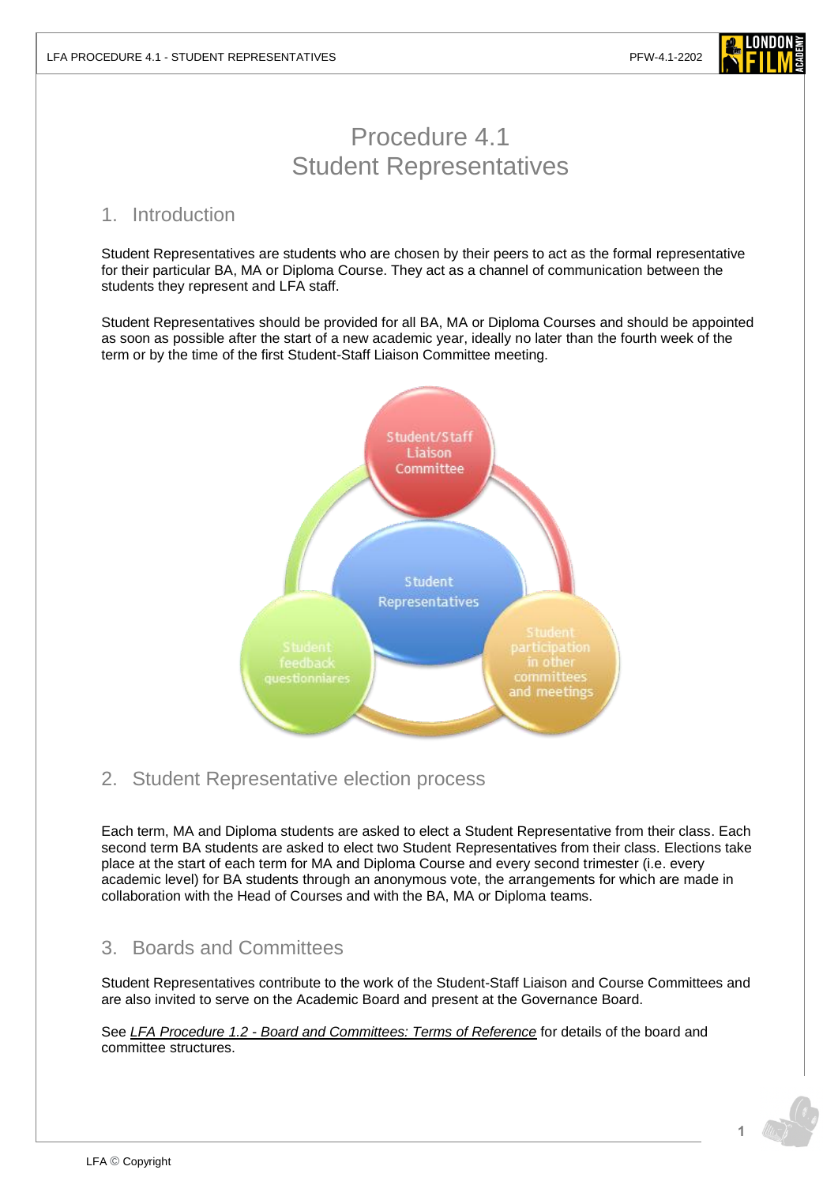# Procedure 4.1
# Student Representatives

## 1. Introduction

Student Representatives are students who are chosen by their peers to act as the formal representative for their particular BA, MA or Diploma Course. They act as a channel of communication between the students they represent and LFA staff.

Student Representatives should be provided for all BA, MA or Diploma Courses and should be appointed as soon as possible after the start of a new academic year, ideally no later than the fourth week of the term or by the time of the first Student-Staff Liaison Committee meeting.

Student/Staff Liaison Committee

Student Representatives

Student feedback questionniares

Student participation in other committees and meetings

## 2. Student Representative election process

Each term, MA and Diploma students are asked to elect a Student Representative from their class. Each second term BA students are asked to elect two Student Representatives from their class. Elections take place at the start of each term for MA and Diploma Course and every second trimester (i.e. every academic level) for BA students through an anonymous vote, the arrangements for which are made in collaboration with the Head of Courses and with the BA, MA or Diploma teams.

## 3. Boards and Committees

Student Representatives contribute to the work of the Student-Staff Liaison and Course Committees and are also invited to serve on the Academic Board and present at the Governance Board.

See *LFA Procedure 1.2 - Board and Committees: Terms of Reference* for details of the board and committee structures.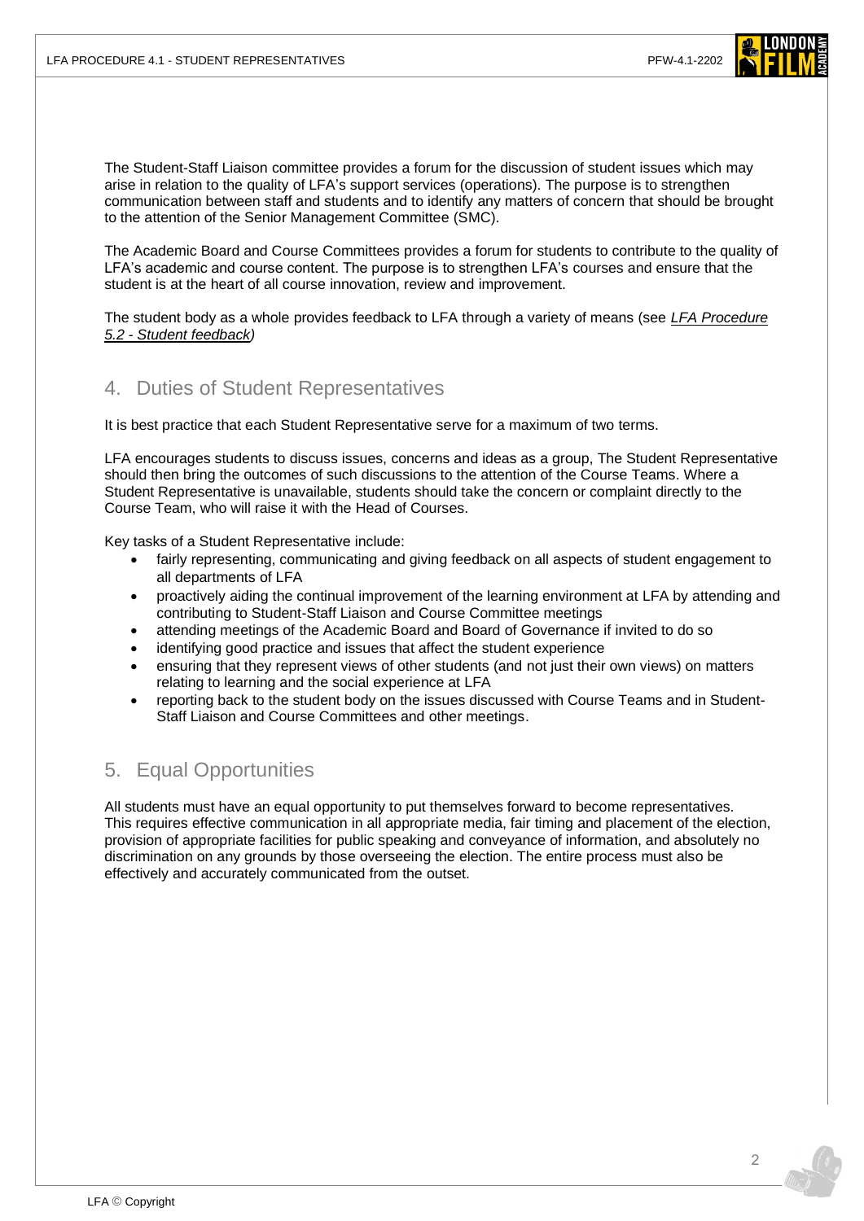The Student-Staff Liaison committee provides a forum for the discussion of student issues which may arise in relation to the quality of LFA's support services (operations). The purpose is to strengthen communication between staff and students and to identify any matters of concern that should be brought to the attention of the Senior Management Committee (SMC).

The Academic Board and Course Committees provides a forum for students to contribute to the quality of LFA's academic and course content. The purpose is to strengthen LFA's courses and ensure that the student is at the heart of all course innovation, review and improvement.

The student body as a whole provides feedback to LFA through a variety of means (see *LFA Procedure 5.2 - Student feedback*)

## 4. Duties of Student Representatives

It is best practice that each Student Representative serve for a maximum of two terms.

LFA encourages students to discuss issues, concerns and ideas as a group, The Student Representative should then bring the outcomes of such discussions to the attention of the Course Teams. Where a Student Representative is unavailable, students should take the concern or complaint directly to the Course Team, who will raise it with the Head of Courses.

Key tasks of a Student Representative include:

- fairly representing, communicating and giving feedback on all aspects of student engagement to all departments of LFA
- proactively aiding the continual improvement of the learning environment at LFA by attending and contributing to Student-Staff Liaison and Course Committee meetings
- attending meetings of the Academic Board and Board of Governance if invited to do so
- identifying good practice and issues that affect the student experience
- ensuring that they represent views of other students (and not just their own views) on matters relating to learning and the social experience at LFA
- reporting back to the student body on the issues discussed with Course Teams and in Student-Staff Liaison and Course Committees and other meetings.

## 5. Equal Opportunities

All students must have an equal opportunity to put themselves forward to become representatives. This requires effective communication in all appropriate media, fair timing and placement of the election, provision of appropriate facilities for public speaking and conveyance of information, and absolutely no discrimination on any grounds by those overseeing the election. The entire process must also be effectively and accurately communicated from the outset.